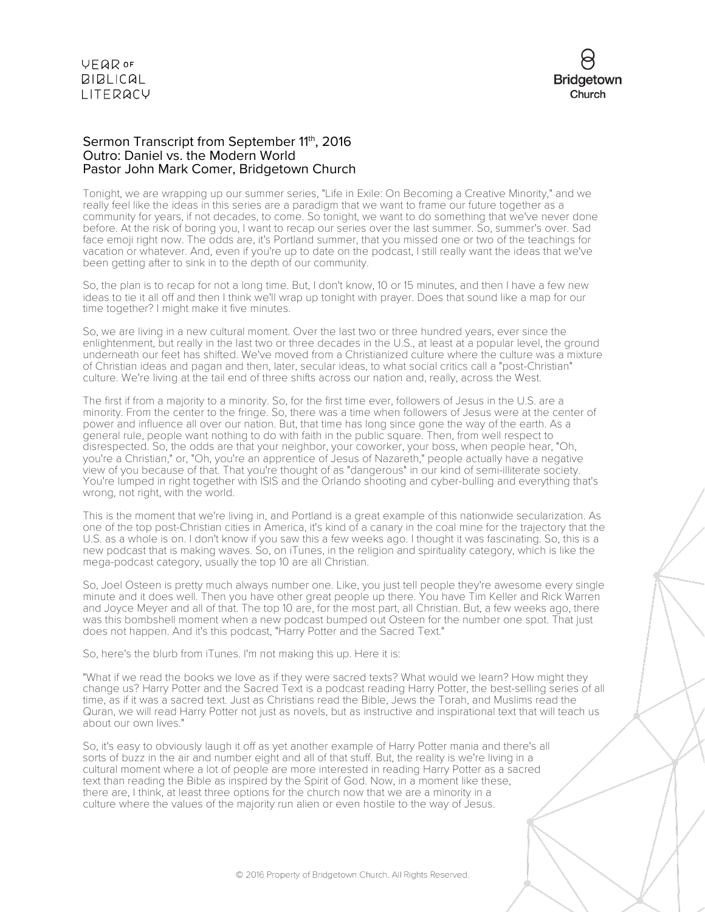## Sermon Transcript from September 11th, 2016
## Outro: Daniel vs. the Modern World
## Pastor John Mark Comer, Bridgetown Church

Tonight, we are wrapping up our summer series, "Life in Exile: On Becoming a Creative Minority," and we really feel like the ideas in this series are a paradigm that we want to frame our future together as a community for years, if not decades, to come. So tonight, we want to do something that we've never done before. At the risk of boring you, I want to recap our series over the last summer. So, summer's over. Sad face emoji right now. The odds are, it's Portland summer, that you missed one or two of the teachings for vacation or whatever. And, even if you're up to date on the podcast, I still really want the ideas that we've been getting after to sink in to the depth of our community.

So, the plan is to recap for not a long time. But, I don't know, 10 or 15 minutes, and then I have a few new ideas to tie it all off and then I think we'll wrap up tonight with prayer. Does that sound like a map for our time together? I might make it five minutes.

So, we are living in a new cultural moment. Over the last two or three hundred years, ever since the enlightenment, but really in the last two or three decades in the U.S., at least at a popular level, the ground underneath our feet has shifted. We've moved from a Christianized culture where the culture was a mixture of Christian ideas and pagan and then, later, secular ideas, to what social critics call a "post-Christian" culture. We're living at the tail end of three shifts across our nation and, really, across the West.

The first if from a majority to a minority. So, for the first time ever, followers of Jesus in the U.S. are a minority. From the center to the fringe. So, there was a time when followers of Jesus were at the center of power and influence all over our nation. But, that time has long since gone the way of the earth. As a general rule, people want nothing to do with faith in the public square. Then, from well respect to disrespected. So, the odds are that your neighbor, your coworker, your boss, when people hear, "Oh, you're a Christian," or, "Oh, you're an apprentice of Jesus of Nazareth," people actually have a negative view of you because of that. That you're thought of as "dangerous" in our kind of semi-illiterate society. You're lumped in right together with ISIS and the Orlando shooting and cyber-bulling and everything that's wrong, not right, with the world.

This is the moment that we're living in, and Portland is a great example of this nationwide secularization. As one of the top post-Christian cities in America, it's kind of a canary in the coal mine for the trajectory that the U.S. as a whole is on. I don't know if you saw this a few weeks ago. I thought it was fascinating. So, this is a new podcast that is making waves. So, on iTunes, in the religion and spirituality category, which is like the mega-podcast category, usually the top 10 are all Christian.

So, Joel Osteen is pretty much always number one. Like, you just tell people they're awesome every single minute and it does well. Then you have other great people up there. You have Tim Keller and Rick Warren and Joyce Meyer and all of that. The top 10 are, for the most part, all Christian. But, a few weeks ago, there was this bombshell moment when a new podcast bumped out Osteen for the number one spot. That just does not happen. And it's this podcast, "Harry Potter and the Sacred Text."

So, here's the blurb from iTunes. I'm not making this up. Here it is:

"What if we read the books we love as if they were sacred texts? What would we learn? How might they change us? Harry Potter and the Sacred Text is a podcast reading Harry Potter, the best-selling series of all time, as if it was a sacred text. Just as Christians read the Bible, Jews the Torah, and Muslims read the Quran, we will read Harry Potter not just as novels, but as instructive and inspirational text that will teach us about our own lives."

So, it's easy to obviously laugh it off as yet another example of Harry Potter mania and there's all sorts of buzz in the air and number eight and all of that stuff. But, the reality is we're living in a cultural moment where a lot of people are more interested in reading Harry Potter as a sacred text than reading the Bible as inspired by the Spirit of God. Now, in a moment like these, there are, I think, at least three options for the church now that we are a minority in a culture where the values of the majority run alien or even hostile to the way of Jesus.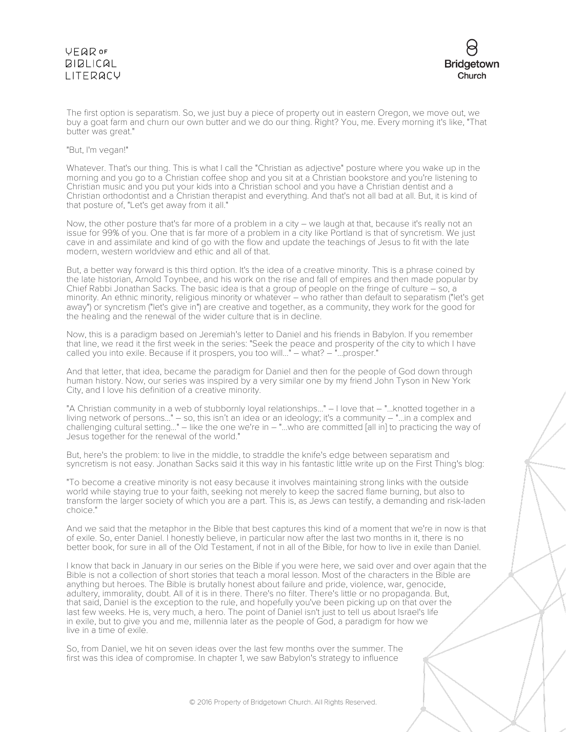The first option is separatism. So, we just buy a piece of property out in eastern Oregon, we move out, we buy a goat farm and churn our own butter and we do our thing. Right? You, me. Every morning it's like, "That butter was great."

"But, I'm vegan!"

Whatever. That's our thing. This is what I call the "Christian as adjective" posture where you wake up in the morning and you go to a Christian coffee shop and you sit at a Christian bookstore and you're listening to Christian music and you put your kids into a Christian school and you have a Christian dentist and a Christian orthodontist and a Christian therapist and everything. And that's not all bad at all. But, it is kind of that posture of, "Let's get away from it all."

Now, the other posture that's far more of a problem in a city – we laugh at that, because it's really not an issue for 99% of you. One that is far more of a problem in a city like Portland is that of syncretism. We just cave in and assimilate and kind of go with the flow and update the teachings of Jesus to fit with the late modern, western worldview and ethic and all of that.

But, a better way forward is this third option. It's the idea of a creative minority. This is a phrase coined by the late historian, Arnold Toynbee, and his work on the rise and fall of empires and then made popular by Chief Rabbi Jonathan Sacks. The basic idea is that a group of people on the fringe of culture – so, a minority. An ethnic minority, religious minority or whatever – who rather than default to separatism ("let's get away") or syncretism ("let's give in") are creative and together, as a community, they work for the good for the healing and the renewal of the wider culture that is in decline.

Now, this is a paradigm based on Jeremiah's letter to Daniel and his friends in Babylon. If you remember that line, we read it the first week in the series: "Seek the peace and prosperity of the city to which I have called you into exile. Because if it prospers, you too will..." – what? – "...prosper."

And that letter, that idea, became the paradigm for Daniel and then for the people of God down through human history. Now, our series was inspired by a very similar one by my friend John Tyson in New York City, and I love his definition of a creative minority.

"A Christian community in a web of stubbornly loyal relationships..." – I love that – "...knotted together in a living network of persons..." – so, this isn't an idea or an ideology; it's a community – "...in a complex and challenging cultural setting..." – like the one we're in – "...who are committed [all in] to practicing the way of Jesus together for the renewal of the world."

But, here's the problem: to live in the middle, to straddle the knife's edge between separatism and syncretism is not easy. Jonathan Sacks said it this way in his fantastic little write up on the First Thing's blog:

"To become a creative minority is not easy because it involves maintaining strong links with the outside world while staying true to your faith, seeking not merely to keep the sacred flame burning, but also to transform the larger society of which you are a part. This is, as Jews can testify, a demanding and risk-laden choice."

And we said that the metaphor in the Bible that best captures this kind of a moment that we're in now is that of exile. So, enter Daniel. I honestly believe, in particular now after the last two months in it, there is no better book, for sure in all of the Old Testament, if not in all of the Bible, for how to live in exile than Daniel.

I know that back in January in our series on the Bible if you were here, we said over and over again that the Bible is not a collection of short stories that teach a moral lesson. Most of the characters in the Bible are anything but heroes. The Bible is brutally honest about failure and pride, violence, war, genocide, adultery, immorality, doubt. All of it is in there. There's no filter. There's little or no propaganda. But, that said, Daniel is the exception to the rule, and hopefully you've been picking up on that over the last few weeks. He is, very much, a hero. The point of Daniel isn't just to tell us about Israel's life in exile, but to give you and me, millennia later as the people of God, a paradigm for how we live in a time of exile.

So, from Daniel, we hit on seven ideas over the last few months over the summer. The first was this idea of compromise. In chapter 1, we saw Babylon's strategy to influence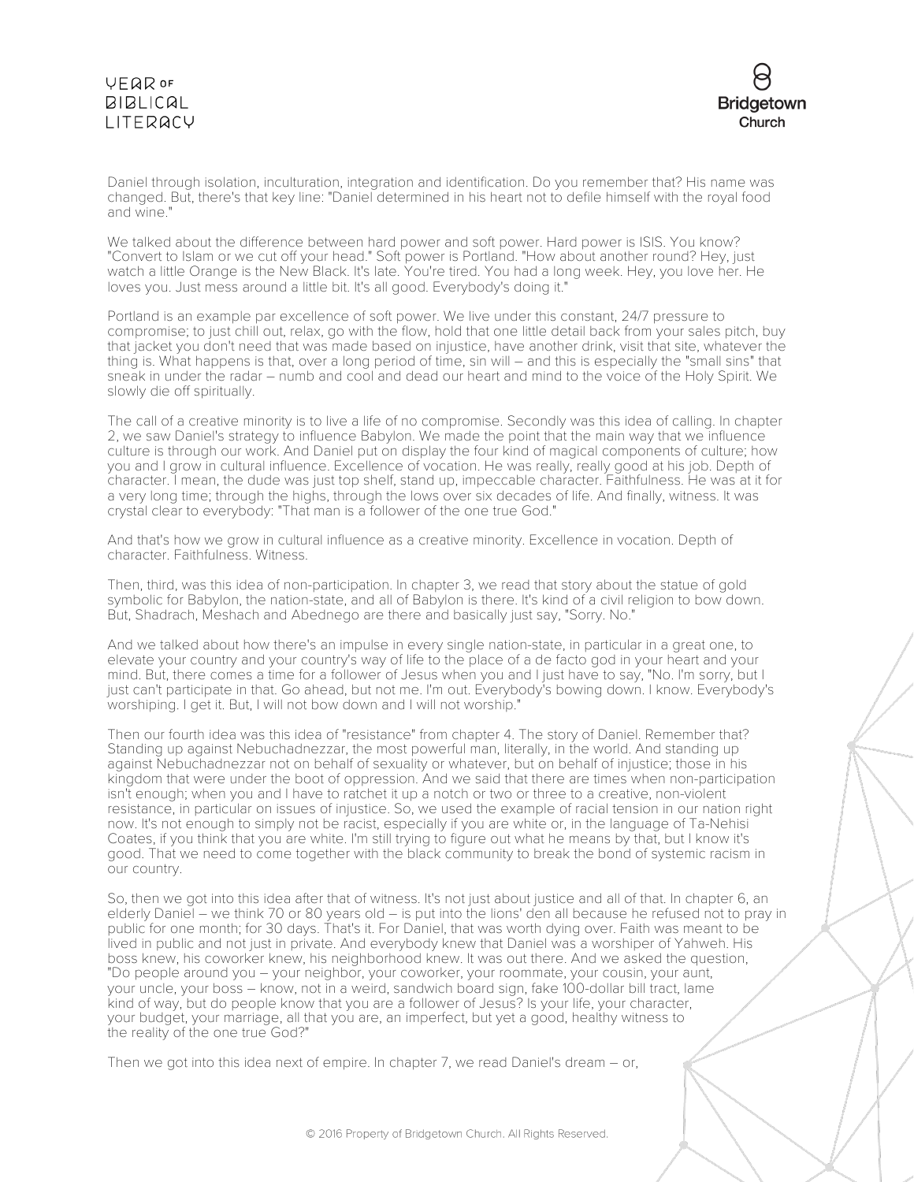Daniel through isolation, inculturation, integration and identification. Do you remember that? His name was changed. But, there's that key line: "Daniel determined in his heart not to defile himself with the royal food and wine."

We talked about the difference between hard power and soft power. Hard power is ISIS. You know? "Convert to Islam or we cut off your head." Soft power is Portland. "How about another round? Hey, just watch a little Orange is the New Black. It's late. You're tired. You had a long week. Hey, you love her. He loves you. Just mess around a little bit. It's all good. Everybody's doing it."

Portland is an example par excellence of soft power. We live under this constant, 24/7 pressure to compromise; to just chill out, relax, go with the flow, hold that one little detail back from your sales pitch, buy that jacket you don't need that was made based on injustice, have another drink, visit that site, whatever the thing is. What happens is that, over a long period of time, sin will – and this is especially the "small sins" that sneak in under the radar – numb and cool and dead our heart and mind to the voice of the Holy Spirit. We slowly die off spiritually.

The call of a creative minority is to live a life of no compromise. Secondly was this idea of calling. In chapter 2, we saw Daniel's strategy to influence Babylon. We made the point that the main way that we influence culture is through our work. And Daniel put on display the four kind of magical components of culture; how you and I grow in cultural influence. Excellence of vocation. He was really, really good at his job. Depth of character. I mean, the dude was just top shelf, stand up, impeccable character. Faithfulness. He was at it for a very long time; through the highs, through the lows over six decades of life. And finally, witness. It was crystal clear to everybody: "That man is a follower of the one true God."

And that's how we grow in cultural influence as a creative minority. Excellence in vocation. Depth of character. Faithfulness. Witness.

Then, third, was this idea of non-participation. In chapter 3, we read that story about the statue of gold symbolic for Babylon, the nation-state, and all of Babylon is there. It's kind of a civil religion to bow down. But, Shadrach, Meshach and Abednego are there and basically just say, "Sorry. No."

And we talked about how there's an impulse in every single nation-state, in particular in a great one, to elevate your country and your country's way of life to the place of a de facto god in your heart and your mind. But, there comes a time for a follower of Jesus when you and I just have to say, "No. I'm sorry, but I just can't participate in that. Go ahead, but not me. I'm out. Everybody's bowing down. I know. Everybody's worshiping. I get it. But, I will not bow down and I will not worship."

Then our fourth idea was this idea of "resistance" from chapter 4. The story of Daniel. Remember that? Standing up against Nebuchadnezzar, the most powerful man, literally, in the world. And standing up against Nebuchadnezzar not on behalf of sexuality or whatever, but on behalf of injustice; those in his kingdom that were under the boot of oppression. And we said that there are times when non-participation isn't enough; when you and I have to ratchet it up a notch or two or three to a creative, non-violent resistance, in particular on issues of injustice. So, we used the example of racial tension in our nation right now. It's not enough to simply not be racist, especially if you are white or, in the language of Ta-Nehisi Coates, if you think that you are white. I'm still trying to figure out what he means by that, but I know it's good. That we need to come together with the black community to break the bond of systemic racism in our country.

So, then we got into this idea after that of witness. It's not just about justice and all of that. In chapter 6, an elderly Daniel – we think 70 or 80 years old – is put into the lions' den all because he refused not to pray in public for one month; for 30 days. That's it. For Daniel, that was worth dying over. Faith was meant to be lived in public and not just in private. And everybody knew that Daniel was a worshiper of Yahweh. His boss knew, his coworker knew, his neighborhood knew. It was out there. And we asked the question, "Do people around you – your neighbor, your coworker, your roommate, your cousin, your aunt, your uncle, your boss – know, not in a weird, sandwich board sign, fake 100-dollar bill tract, lame kind of way, but do people know that you are a follower of Jesus? Is your life, your character, your budget, your marriage, all that you are, an imperfect, but yet a good, healthy witness to the reality of the one true God?"

Then we got into this idea next of empire. In chapter 7, we read Daniel's dream – or,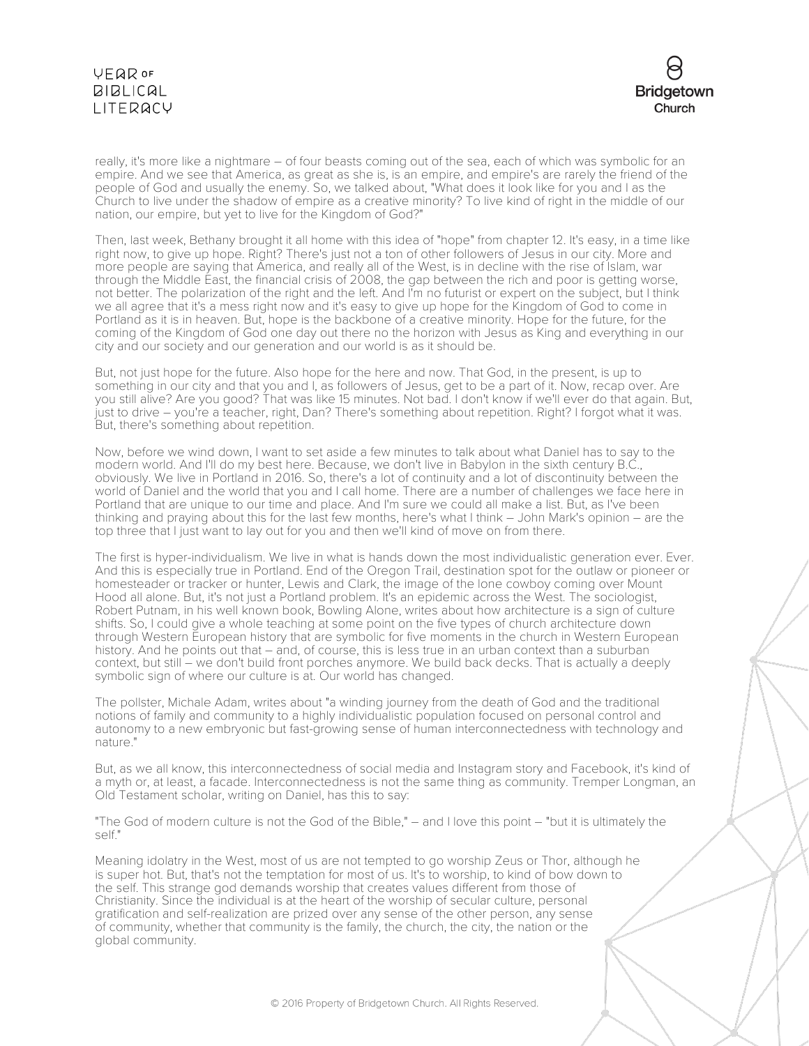really, it's more like a nightmare – of four beasts coming out of the sea, each of which was symbolic for an empire. And we see that America, as great as she is, is an empire, and empire's are rarely the friend of the people of God and usually the enemy. So, we talked about, "What does it look like for you and I as the Church to live under the shadow of empire as a creative minority? To live kind of right in the middle of our nation, our empire, but yet to live for the Kingdom of God?"

Then, last week, Bethany brought it all home with this idea of "hope" from chapter 12. It's easy, in a time like right now, to give up hope. Right? There's just not a ton of other followers of Jesus in our city. More and more people are saying that America, and really all of the West, is in decline with the rise of Islam, war through the Middle East, the financial crisis of 2008, the gap between the rich and poor is getting worse, not better. The polarization of the right and the left. And I'm no futurist or expert on the subject, but I think we all agree that it's a mess right now and it's easy to give up hope for the Kingdom of God to come in Portland as it is in heaven. But, hope is the backbone of a creative minority. Hope for the future, for the coming of the Kingdom of God one day out there no the horizon with Jesus as King and everything in our city and our society and our generation and our world is as it should be.

But, not just hope for the future. Also hope for the here and now. That God, in the present, is up to something in our city and that you and I, as followers of Jesus, get to be a part of it. Now, recap over. Are you still alive? Are you good? That was like 15 minutes. Not bad. I don't know if we'll ever do that again. But, just to drive – you're a teacher, right, Dan? There's something about repetition. Right? I forgot what it was. But, there's something about repetition.

Now, before we wind down, I want to set aside a few minutes to talk about what Daniel has to say to the modern world. And I'll do my best here. Because, we don't live in Babylon in the sixth century B.C., obviously. We live in Portland in 2016. So, there's a lot of continuity and a lot of discontinuity between the world of Daniel and the world that you and I call home. There are a number of challenges we face here in Portland that are unique to our time and place. And I'm sure we could all make a list. But, as I've been thinking and praying about this for the last few months, here's what I think – John Mark's opinion – are the top three that I just want to lay out for you and then we'll kind of move on from there.

The first is hyper-individualism. We live in what is hands down the most individualistic generation ever. Ever. And this is especially true in Portland. End of the Oregon Trail, destination spot for the outlaw or pioneer or homesteader or tracker or hunter, Lewis and Clark, the image of the lone cowboy coming over Mount Hood all alone. But, it's not just a Portland problem. It's an epidemic across the West. The sociologist, Robert Putnam, in his well known book, Bowling Alone, writes about how architecture is a sign of culture shifts. So, I could give a whole teaching at some point on the five types of church architecture down through Western European history that are symbolic for five moments in the church in Western European history. And he points out that – and, of course, this is less true in an urban context than a suburban context, but still – we don't build front porches anymore. We build back decks. That is actually a deeply symbolic sign of where our culture is at. Our world has changed.

The pollster, Michale Adam, writes about "a winding journey from the death of God and the traditional notions of family and community to a highly individualistic population focused on personal control and autonomy to a new embryonic but fast-growing sense of human interconnectedness with technology and nature."

But, as we all know, this interconnectedness of social media and Instagram story and Facebook, it's kind of a myth or, at least, a facade. Interconnectedness is not the same thing as community. Tremper Longman, an Old Testament scholar, writing on Daniel, has this to say:

"The God of modern culture is not the God of the Bible," – and I love this point – "but it is ultimately the self."

Meaning idolatry in the West, most of us are not tempted to go worship Zeus or Thor, although he is super hot. But, that's not the temptation for most of us. It's to worship, to kind of bow down to the self. This strange god demands worship that creates values different from those of Christianity. Since the individual is at the heart of the worship of secular culture, personal gratification and self-realization are prized over any sense of the other person, any sense of community, whether that community is the family, the church, the city, the nation or the global community.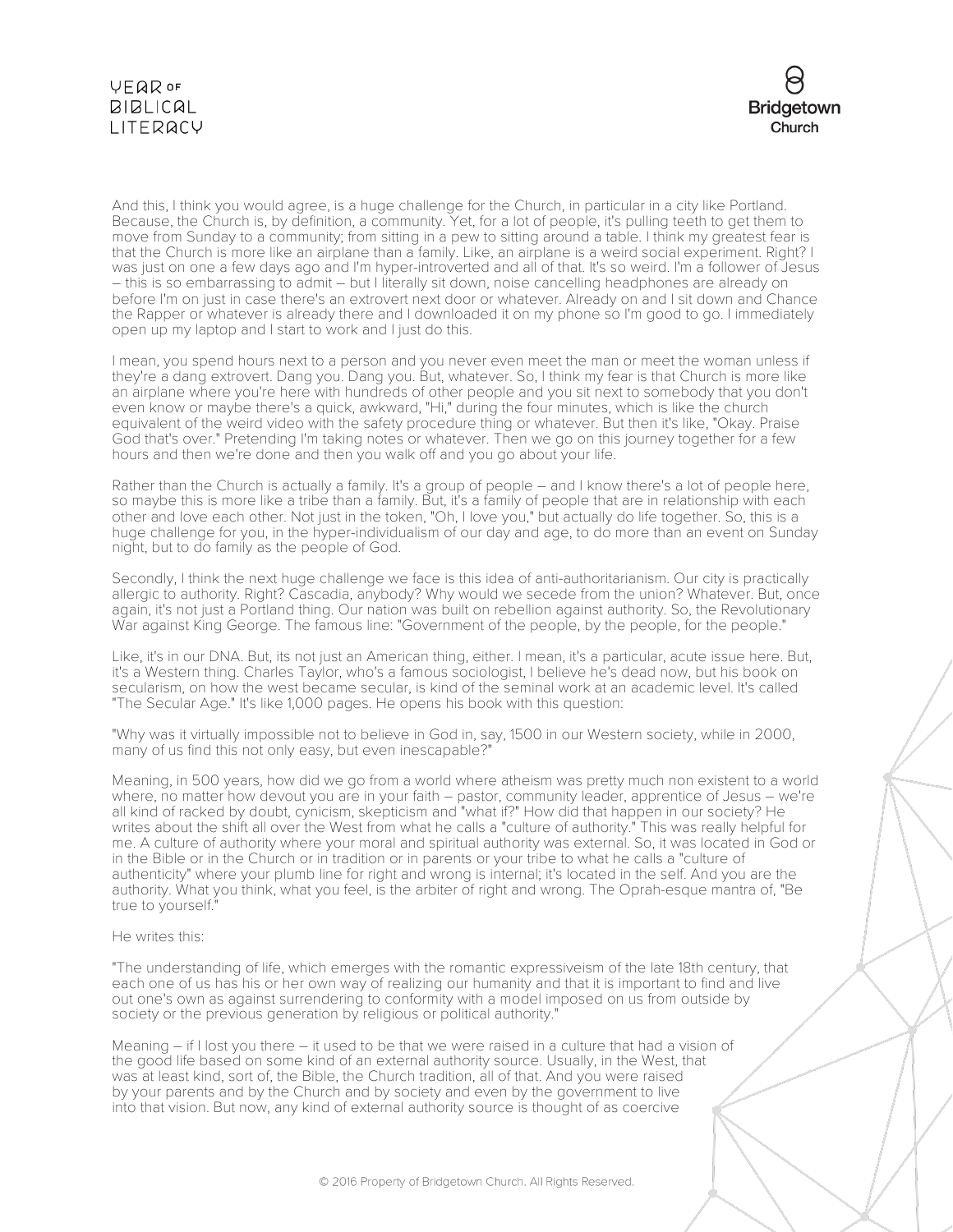And this, I think you would agree, is a huge challenge for the Church, in particular in a city like Portland. Because, the Church is, by definition, a community. Yet, for a lot of people, it's pulling teeth to get them to move from Sunday to a community; from sitting in a pew to sitting around a table. I think my greatest fear is that the Church is more like an airplane than a family. Like, an airplane is a weird social experiment. Right? I was just on one a few days ago and I'm hyper-introverted and all of that. It's so weird. I'm a follower of Jesus – this is so embarrassing to admit – but I literally sit down, noise cancelling headphones are already on before I'm on just in case there's an extrovert next door or whatever. Already on and I sit down and Chance the Rapper or whatever is already there and I downloaded it on my phone so I'm good to go. I immediately open up my laptop and I start to work and I just do this.

I mean, you spend hours next to a person and you never even meet the man or meet the woman unless if they're a dang extrovert. Dang you. Dang you. But, whatever. So, I think my fear is that Church is more like an airplane where you're here with hundreds of other people and you sit next to somebody that you don't even know or maybe there's a quick, awkward, "Hi," during the four minutes, which is like the church equivalent of the weird video with the safety procedure thing or whatever. But then it's like, "Okay. Praise God that's over." Pretending I'm taking notes or whatever. Then we go on this journey together for a few hours and then we're done and then you walk off and you go about your life.

Rather than the Church is actually a family. It's a group of people – and I know there's a lot of people here, so maybe this is more like a tribe than a family. But, it's a family of people that are in relationship with each other and love each other. Not just in the token, "Oh, I love you," but actually do life together. So, this is a huge challenge for you, in the hyper-individualism of our day and age, to do more than an event on Sunday night, but to do family as the people of God.

Secondly, I think the next huge challenge we face is this idea of anti-authoritarianism. Our city is practically allergic to authority. Right? Cascadia, anybody? Why would we secede from the union? Whatever. But, once again, it's not just a Portland thing. Our nation was built on rebellion against authority. So, the Revolutionary War against King George. The famous line: "Government of the people, by the people, for the people."

Like, it's in our DNA. But, its not just an American thing, either. I mean, it's a particular, acute issue here. But, it's a Western thing. Charles Taylor, who's a famous sociologist, I believe he's dead now, but his book on secularism, on how the west became secular, is kind of the seminal work at an academic level. It's called "The Secular Age." It's like 1,000 pages. He opens his book with this question:

"Why was it virtually impossible not to believe in God in, say, 1500 in our Western society, while in 2000, many of us find this not only easy, but even inescapable?"

Meaning, in 500 years, how did we go from a world where atheism was pretty much non existent to a world where, no matter how devout you are in your faith – pastor, community leader, apprentice of Jesus – we're all kind of racked by doubt, cynicism, skepticism and "what if?" How did that happen in our society? He writes about the shift all over the West from what he calls a "culture of authority." This was really helpful for me. A culture of authority where your moral and spiritual authority was external. So, it was located in God or in the Bible or in the Church or in tradition or in parents or your tribe to what he calls a "culture of authenticity" where your plumb line for right and wrong is internal; it's located in the self. And you are the authority. What you think, what you feel, is the arbiter of right and wrong. The Oprah-esque mantra of, "Be true to yourself."

He writes this:

"The understanding of life, which emerges with the romantic expressiveism of the late 18th century, that each one of us has his or her own way of realizing our humanity and that it is important to find and live out one's own as against surrendering to conformity with a model imposed on us from outside by society or the previous generation by religious or political authority."

Meaning – if I lost you there – it used to be that we were raised in a culture that had a vision of the good life based on some kind of an external authority source. Usually, in the West, that was at least kind, sort of, the Bible, the Church tradition, all of that. And you were raised by your parents and by the Church and by society and even by the government to live into that vision. But now, any kind of external authority source is thought of as coercive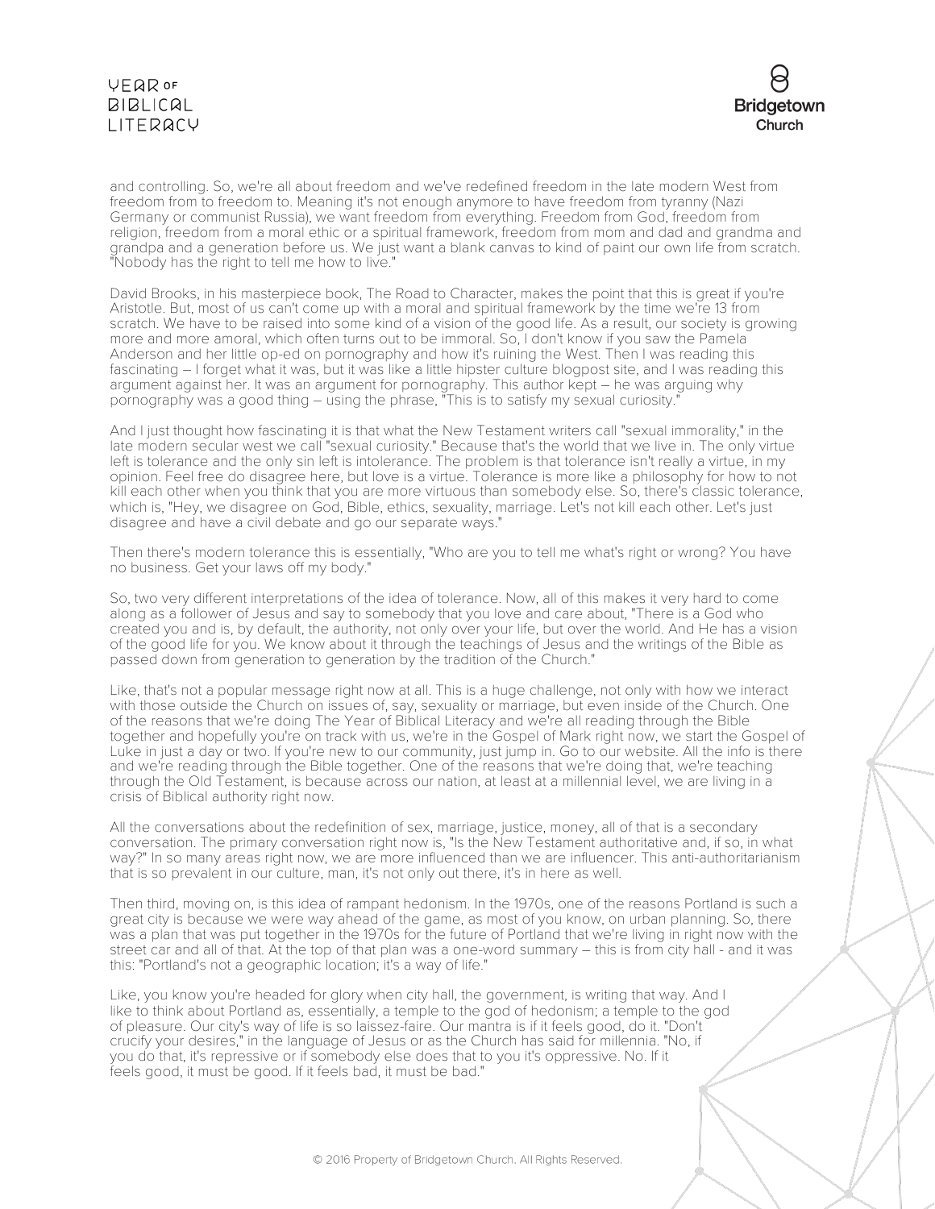and controlling. So, we're all about freedom and we've redefined freedom in the late modern West from freedom from to freedom to. Meaning it's not enough anymore to have freedom from tyranny (Nazi Germany or communist Russia), we want freedom from everything. Freedom from God, freedom from religion, freedom from a moral ethic or a spiritual framework, freedom from mom and dad and grandma and grandpa and a generation before us. We just want a blank canvas to kind of paint our own life from scratch. "Nobody has the right to tell me how to live."

David Brooks, in his masterpiece book, The Road to Character, makes the point that this is great if you're Aristotle. But, most of us can't come up with a moral and spiritual framework by the time we're 13 from scratch. We have to be raised into some kind of a vision of the good life. As a result, our society is growing more and more amoral, which often turns out to be immoral. So, I don't know if you saw the Pamela Anderson and her little op-ed on pornography and how it's ruining the West. Then I was reading this fascinating – I forget what it was, but it was like a little hipster culture blogpost site, and I was reading this argument against her. It was an argument for pornography. This author kept – he was arguing why pornography was a good thing – using the phrase, "This is to satisfy my sexual curiosity."

And I just thought how fascinating it is that what the New Testament writers call "sexual immorality," in the late modern secular west we call "sexual curiosity." Because that's the world that we live in. The only virtue left is tolerance and the only sin left is intolerance. The problem is that tolerance isn't really a virtue, in my opinion. Feel free do disagree here, but love is a virtue. Tolerance is more like a philosophy for how to not kill each other when you think that you are more virtuous than somebody else. So, there's classic tolerance, which is, "Hey, we disagree on God, Bible, ethics, sexuality, marriage. Let's not kill each other. Let's just disagree and have a civil debate and go our separate ways."

Then there's modern tolerance this is essentially, "Who are you to tell me what's right or wrong? You have no business. Get your laws off my body."

So, two very different interpretations of the idea of tolerance. Now, all of this makes it very hard to come along as a follower of Jesus and say to somebody that you love and care about, "There is a God who created you and is, by default, the authority, not only over your life, but over the world. And He has a vision of the good life for you. We know about it through the teachings of Jesus and the writings of the Bible as passed down from generation to generation by the tradition of the Church."

Like, that's not a popular message right now at all. This is a huge challenge, not only with how we interact with those outside the Church on issues of, say, sexuality or marriage, but even inside of the Church. One of the reasons that we're doing The Year of Biblical Literacy and we're all reading through the Bible together and hopefully you're on track with us, we're in the Gospel of Mark right now, we start the Gospel of Luke in just a day or two. If you're new to our community, just jump in. Go to our website. All the info is there and we're reading through the Bible together. One of the reasons that we're doing that, we're teaching through the Old Testament, is because across our nation, at least at a millennial level, we are living in a crisis of Biblical authority right now.

All the conversations about the redefinition of sex, marriage, justice, money, all of that is a secondary conversation. The primary conversation right now is, "Is the New Testament authoritative and, if so, in what way?" In so many areas right now, we are more influenced than we are influencer. This anti-authoritarianism that is so prevalent in our culture, man, it's not only out there, it's in here as well.

Then third, moving on, is this idea of rampant hedonism. In the 1970s, one of the reasons Portland is such a great city is because we were way ahead of the game, as most of you know, on urban planning. So, there was a plan that was put together in the 1970s for the future of Portland that we're living in right now with the street car and all of that. At the top of that plan was a one-word summary – this is from city hall - and it was this: "Portland's not a geographic location; it's a way of life."

Like, you know you're headed for glory when city hall, the government, is writing that way. And I like to think about Portland as, essentially, a temple to the god of hedonism; a temple to the god of pleasure. Our city's way of life is so laissez-faire. Our mantra is if it feels good, do it. "Don't crucify your desires," in the language of Jesus or as the Church has said for millennia. "No, if you do that, it's repressive or if somebody else does that to you it's oppressive. No. If it feels good, it must be good. If it feels bad, it must be bad."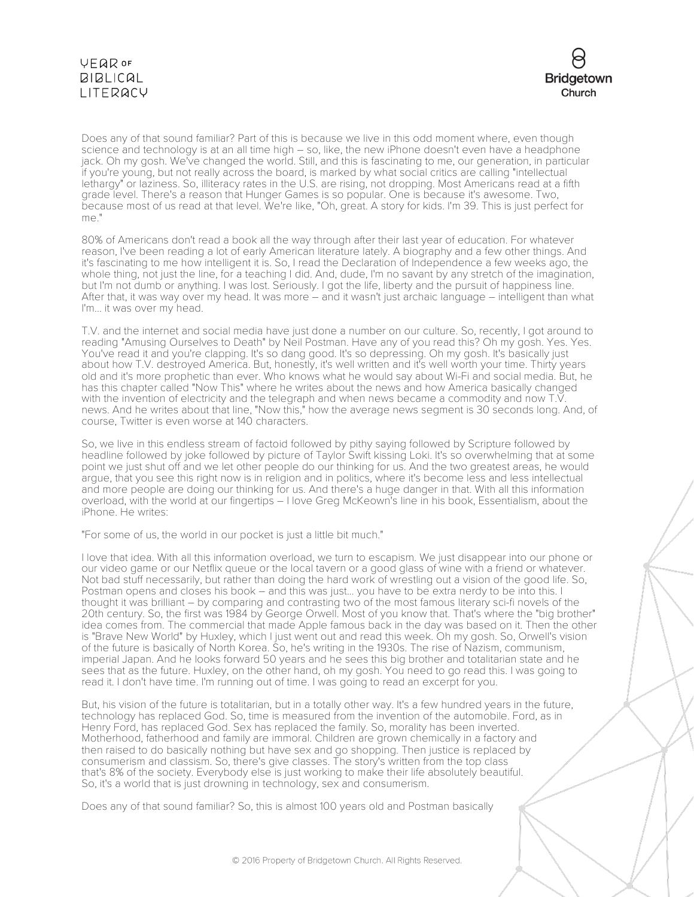Does any of that sound familiar? Part of this is because we live in this odd moment where, even though science and technology is at an all time high – so, like, the new iPhone doesn't even have a headphone jack. Oh my gosh. We've changed the world. Still, and this is fascinating to me, our generation, in particular if you're young, but not really across the board, is marked by what social critics are calling "intellectual lethargy" or laziness. So, illiteracy rates in the U.S. are rising, not dropping. Most Americans read at a fifth grade level. There's a reason that Hunger Games is so popular. One is because it's awesome. Two, because most of us read at that level. We're like, "Oh, great. A story for kids. I'm 39. This is just perfect for me."

80% of Americans don't read a book all the way through after their last year of education. For whatever reason, I've been reading a lot of early American literature lately. A biography and a few other things. And it's fascinating to me how intelligent it is. So, I read the Declaration of Independence a few weeks ago, the whole thing, not just the line, for a teaching I did. And, dude, I'm no savant by any stretch of the imagination, but I'm not dumb or anything. I was lost. Seriously. I got the life, liberty and the pursuit of happiness line. After that, it was way over my head. It was more – and it wasn't just archaic language – intelligent than what I'm... it was over my head.

T.V. and the internet and social media have just done a number on our culture. So, recently, I got around to reading "Amusing Ourselves to Death" by Neil Postman. Have any of you read this? Oh my gosh. Yes. Yes. You've read it and you're clapping. It's so dang good. It's so depressing. Oh my gosh. It's basically just about how T.V. destroyed America. But, honestly, it's well written and it's well worth your time. Thirty years old and it's more prophetic than ever. Who knows what he would say about Wi-Fi and social media. But, he has this chapter called "Now This" where he writes about the news and how America basically changed with the invention of electricity and the telegraph and when news became a commodity and now T.V. news. And he writes about that line, "Now this," how the average news segment is 30 seconds long. And, of course, Twitter is even worse at 140 characters.

So, we live in this endless stream of factoid followed by pithy saying followed by Scripture followed by headline followed by joke followed by picture of Taylor Swift kissing Loki. It's so overwhelming that at some point we just shut off and we let other people do our thinking for us. And the two greatest areas, he would argue, that you see this right now is in religion and in politics, where it's become less and less intellectual and more people are doing our thinking for us. And there's a huge danger in that. With all this information overload, with the world at our fingertips – I love Greg McKeown's line in his book, Essentialism, about the iPhone. He writes:

"For some of us, the world in our pocket is just a little bit much."

I love that idea. With all this information overload, we turn to escapism. We just disappear into our phone or our video game or our Netflix queue or the local tavern or a good glass of wine with a friend or whatever. Not bad stuff necessarily, but rather than doing the hard work of wrestling out a vision of the good life. So, Postman opens and closes his book – and this was just... you have to be extra nerdy to be into this. I thought it was brilliant – by comparing and contrasting two of the most famous literary sci-fi novels of the 20th century. So, the first was 1984 by George Orwell. Most of you know that. That's where the "big brother" idea comes from. The commercial that made Apple famous back in the day was based on it. Then the other is "Brave New World" by Huxley, which I just went out and read this week. Oh my gosh. So, Orwell's vision of the future is basically of North Korea. So, he's writing in the 1930s. The rise of Nazism, communism, imperial Japan. And he looks forward 50 years and he sees this big brother and totalitarian state and he sees that as the future. Huxley, on the other hand, oh my gosh. You need to go read this. I was going to read it. I don't have time. I'm running out of time. I was going to read an excerpt for you.

But, his vision of the future is totalitarian, but in a totally other way. It's a few hundred years in the future, technology has replaced God. So, time is measured from the invention of the automobile. Ford, as in Henry Ford, has replaced God. Sex has replaced the family. So, morality has been inverted. Motherhood, fatherhood and family are immoral. Children are grown chemically in a factory and then raised to do basically nothing but have sex and go shopping. Then justice is replaced by consumerism and classism. So, there's give classes. The story's written from the top class that's 8% of the society. Everybody else is just working to make their life absolutely beautiful. So, it's a world that is just drowning in technology, sex and consumerism.

Does any of that sound familiar? So, this is almost 100 years old and Postman basically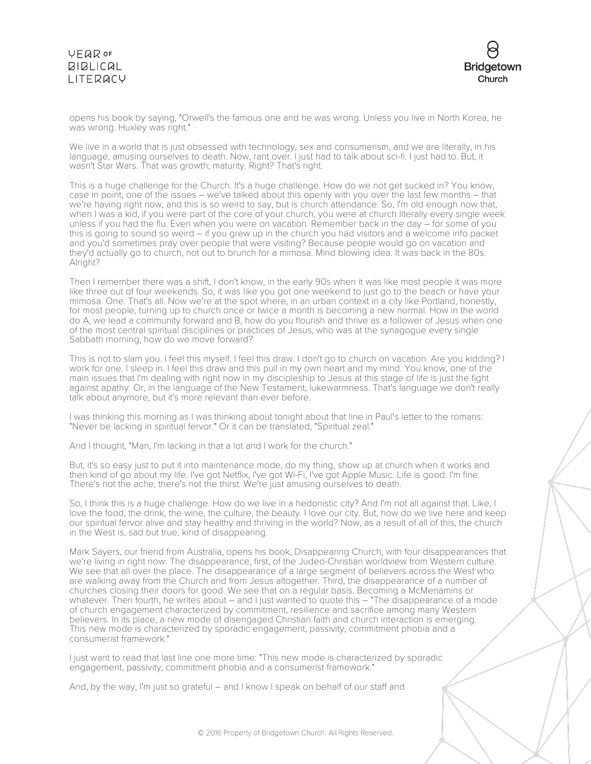opens his book by saying, "Orwell's the famous one and he was wrong. Unless you live in North Korea, he was wrong. Huxley was right."

We live in a world that is just obsessed with technology, sex and consumerism, and we are literally, in his language, amusing ourselves to death. Now, rant over. I just had to talk about sci-fi. I just had to. But, it wasn't Star Wars. That was growth; maturity. Right? That's right.

This is a huge challenge for the Church. It's a huge challenge. How do we not get sucked in? You know, case in point, one of the issues – we've talked about this openly with you over the last few months – that we're having right now, and this is so weird to say, but is church attendance. So, I'm old enough now that, when I was a kid, if you were part of the core of your church, you were at church literally every single week unless if you had the flu. Even when you were on vacation. Remember back in the day – for some of you this is going to sound so weird – if you grew up in the church you had visitors and a welcome info packet and you'd sometimes pray over people that were visiting? Because people would go on vacation and they'd actually go to church, not out to brunch for a mimosa. Mind blowing idea. It was back in the 80s. Alright?

Then I remember there was a shift, I don't know, in the early 90s when it was like most people it was more like three out of four weekends. So, it was like you got one weekend to just go to the beach or have your mimosa. One. That's all. Now we're at the spot where, in an urban context in a city like Portland, honestly, for most people, turning up to church once or twice a month is becoming a new normal. How in the world do A, we lead a community forward and B, how do you flourish and thrive as a follower of Jesus when one of the most central spiritual disciplines or practices of Jesus, who was at the synagogue every single Sabbath morning, how do we move forward?

This is not to slam you. I feel this myself. I feel this draw. I don't go to church on vacation. Are you kidding? I work for one. I sleep in. I feel this draw and this pull in my own heart and my mind. You know, one of the main issues that I'm dealing with right now in my discipleship to Jesus at this stage of life is just the fight against apathy. Or, in the language of the New Testament, lukewarmness. That's language we don't really talk about anymore, but it's more relevant than ever before.

I was thinking this morning as I was thinking about tonight about that line in Paul's letter to the romans: "Never be lacking in spiritual fervor." Or it can be translated, "Spiritual zeal."

And I thought, "Man, I'm lacking in that a lot and I work for the church."

But, it's so easy just to put it into maintenance mode, do my thing, show up at church when it works and then kind of go about my life. I've got Netflix, I've got Wi-Fi, I've got Apple Music. Life is good. I'm fine. There's not the ache, there's not the thirst. We're just amusing ourselves to death.

So, I think this is a huge challenge. How do we live in a hedonistic city? And I'm not all against that. Like, I love the food, the drink, the wine, the culture, the beauty. I love our city. But, how do we live here and keep our spiritual fervor alive and stay healthy and thriving in the world? Now, as a result of all of this, the church in the West is, sad but true, kind of disappearing.

Mark Sayers, our friend from Australia, opens his book, Disappearing Church, with four disappearances that we're living in right now. The disappearance, first, of the Judeo-Christian worldview from Western culture. We see that all over the place. The disappearance of a large segment of believers across the West who are walking away from the Church and from Jesus altogether. Third, the disappearance of a number of churches closing their doors for good. We see that on a regular basis. Becoming a McMenamins or whatever. Then fourth, he writes about – and I just wanted to quote this – "The disappearance of a mode of church engagement characterized by commitment, resilience and sacrifice among many Western believers. In its place, a new mode of disengaged Christian faith and church interaction is emerging. This new mode is characterized by sporadic engagement, passivity, commitment phobia and a consumerist framework."

I just want to read that last line one more time: "This new mode is characterized by sporadic engagement, passivity, commitment phobia and a consumerist framework."

And, by the way, I'm just so grateful – and I know I speak on behalf of our staff and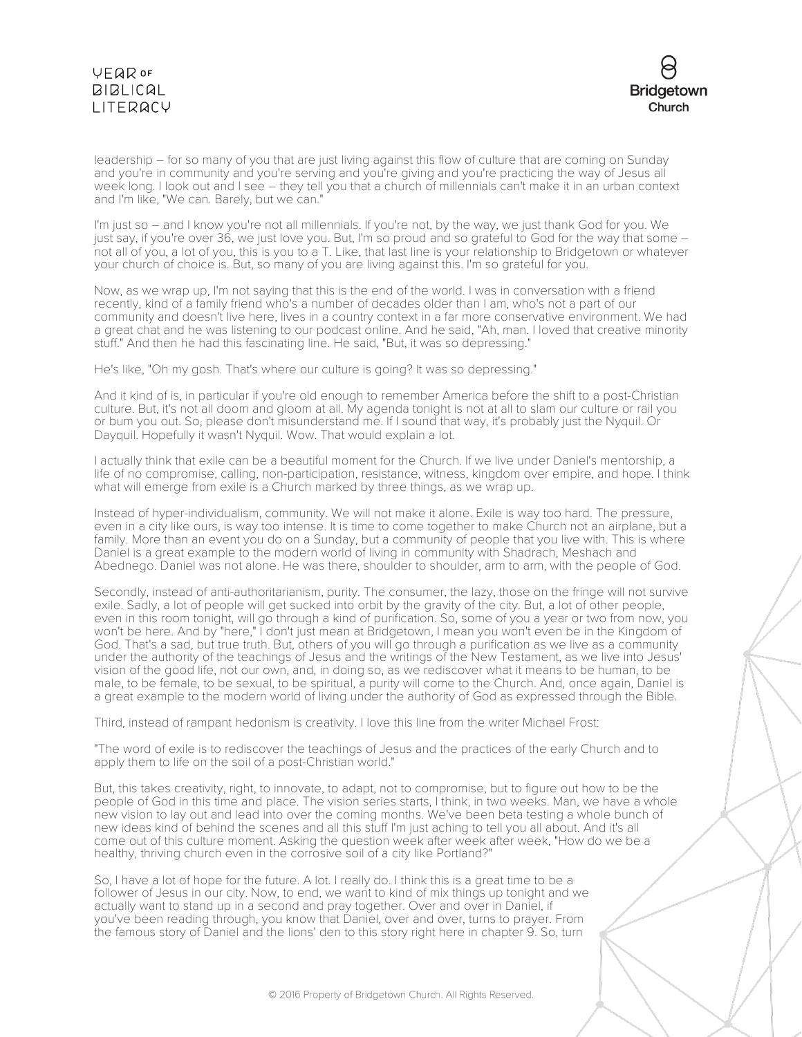leadership – for so many of you that are just living against this flow of culture that are coming on Sunday and you're in community and you're serving and you're giving and you're practicing the way of Jesus all week long. I look out and I see – they tell you that a church of millennials can't make it in an urban context and I'm like, "We can. Barely, but we can."

I'm just so – and I know you're not all millennials. If you're not, by the way, we just thank God for you. We just say, if you're over 36, we just love you. But, I'm so proud and so grateful to God for the way that some – not all of you, a lot of you, this is you to a T. Like, that last line is your relationship to Bridgetown or whatever your church of choice is. But, so many of you are living against this. I'm so grateful for you.

Now, as we wrap up, I'm not saying that this is the end of the world. I was in conversation with a friend recently, kind of a family friend who's a number of decades older than I am, who's not a part of our community and doesn't live here, lives in a country context in a far more conservative environment. We had a great chat and he was listening to our podcast online. And he said, "Ah, man. I loved that creative minority stuff." And then he had this fascinating line. He said, "But, it was so depressing."

He's like, "Oh my gosh. That's where our culture is going? It was so depressing."

And it kind of is, in particular if you're old enough to remember America before the shift to a post-Christian culture. But, it's not all doom and gloom at all. My agenda tonight is not at all to slam our culture or rail you or bum you out. So, please don't misunderstand me. If I sound that way, it's probably just the Nyquil. Or Dayquil. Hopefully it wasn't Nyquil. Wow. That would explain a lot.

I actually think that exile can be a beautiful moment for the Church. If we live under Daniel's mentorship, a life of no compromise, calling, non-participation, resistance, witness, kingdom over empire, and hope. I think what will emerge from exile is a Church marked by three things, as we wrap up.

Instead of hyper-individualism, community. We will not make it alone. Exile is way too hard. The pressure, even in a city like ours, is way too intense. It is time to come together to make Church not an airplane, but a family. More than an event you do on a Sunday, but a community of people that you live with. This is where Daniel is a great example to the modern world of living in community with Shadrach, Meshach and Abednego. Daniel was not alone. He was there, shoulder to shoulder, arm to arm, with the people of God.

Secondly, instead of anti-authoritarianism, purity. The consumer, the lazy, those on the fringe will not survive exile. Sadly, a lot of people will get sucked into orbit by the gravity of the city. But, a lot of other people, even in this room tonight, will go through a kind of purification. So, some of you a year or two from now, you won't be here. And by "here," I don't just mean at Bridgetown, I mean you won't even be in the Kingdom of God. That's a sad, but true truth. But, others of you will go through a purification as we live as a community under the authority of the teachings of Jesus and the writings of the New Testament, as we live into Jesus' vision of the good life, not our own, and, in doing so, as we rediscover what it means to be human, to be male, to be female, to be sexual, to be spiritual, a purity will come to the Church. And, once again, Daniel is a great example to the modern world of living under the authority of God as expressed through the Bible.

Third, instead of rampant hedonism is creativity. I love this line from the writer Michael Frost:

"The word of exile is to rediscover the teachings of Jesus and the practices of the early Church and to apply them to life on the soil of a post-Christian world."

But, this takes creativity, right, to innovate, to adapt, not to compromise, but to figure out how to be the people of God in this time and place. The vision series starts, I think, in two weeks. Man, we have a whole new vision to lay out and lead into over the coming months. We've been beta testing a whole bunch of new ideas kind of behind the scenes and all this stuff I'm just aching to tell you all about. And it's all come out of this culture moment. Asking the question week after week after week, "How do we be a healthy, thriving church even in the corrosive soil of a city like Portland?"

So, I have a lot of hope for the future. A lot. I really do. I think this is a great time to be a follower of Jesus in our city. Now, to end, we want to kind of mix things up tonight and we actually want to stand up in a second and pray together. Over and over in Daniel, if you've been reading through, you know that Daniel, over and over, turns to prayer. From the famous story of Daniel and the lions' den to this story right here in chapter 9. So, turn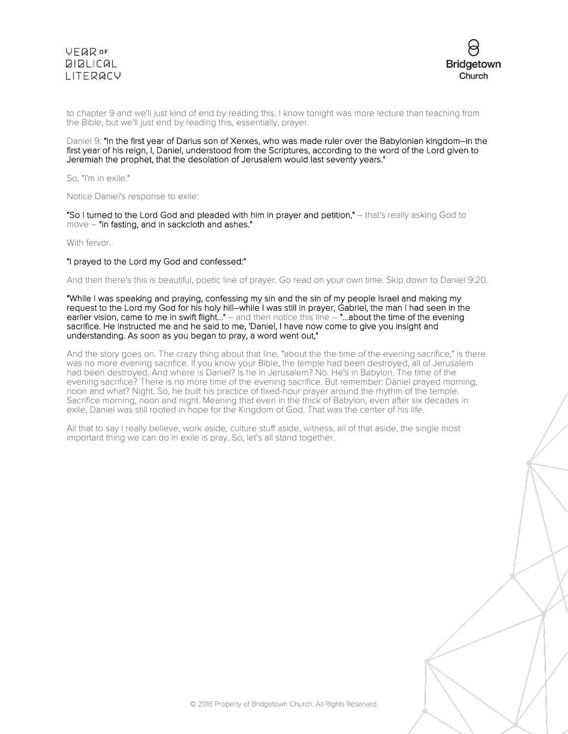to chapter 9 and we'll just kind of end by reading this. I know tonight was more lecture than teaching from the Bible, but we'll just end by reading this, essentially, prayer.

Daniel 9: **"In the first year of Darius son of Xerxes, who was made ruler over the Babylonian kingdom–in the first year of his reign, I, Daniel, understood from the Scriptures, according to the word of the Lord given to Jeremiah the prophet, that the desolation of Jerusalem would last seventy years."**

So, "I'm in exile."

Notice Daniel's response to exile:

**"So I turned to the Lord God and pleaded with him in prayer and petition,"** – that's really asking God to move – **"in fasting, and in sackcloth and ashes."**

With fervor.

**"I prayed to the Lord my God and confessed:"**

And then there's this is beautiful, poetic line of prayer. Go read on your own time. Skip down to Daniel 9:20.

**"While I was speaking and praying, confessing my sin and the sin of my people Israel and making my request to the Lord my God for his holy hill–while I was still in prayer, Gabriel, the man I had seen in the earlier vision, came to me in swift flight..."** – and then notice this line – **"...about the time of the evening sacrifice. He instructed me and he said to me, 'Daniel, I have now come to give you insight and understanding. As soon as you began to pray, a word went out,"**

And the story goes on. The crazy thing about that line, "about the the time of the evening sacrifice," is there was no more evening sacrifice. If you know your Bible, the temple had been destroyed, all of Jerusalem had been destroyed. And where is Daniel? Is he in Jerusalem? No. He's in Babylon. The time of the evening sacrifice? There is no more time of the evening sacrifice. But remember: Daniel prayed morning, noon and what? Night. So, he built his practice of fixed-hour prayer around the rhythm of the temple. Sacrifice morning, noon and night. Meaning that even in the thick of Babylon, even after six decades in exile, Daniel was still rooted in hope for the Kingdom of God. That was the center of his life.

All that to say I really believe, work aside, culture stuff aside, witness, all of that aside, the single most important thing we can do in exile is pray. So, let's all stand together.